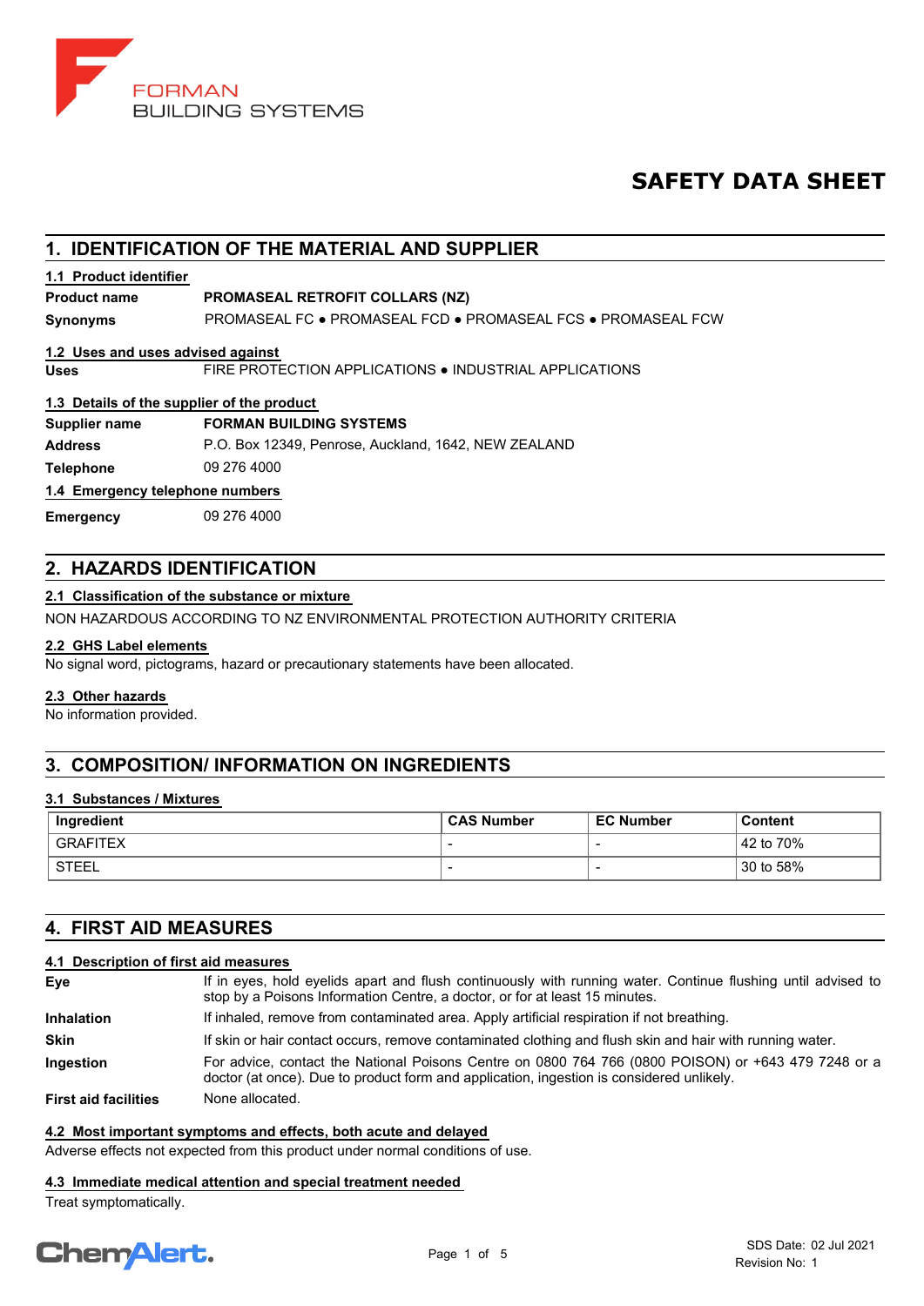FORMAN
BUILDING SYSTEMS

# SAFETY DATA SHEET

## 1. IDENTIFICATION OF THE MATERIAL AND SUPPLIER

### 1.1 Product identifier

**Product name** **PROMASEAL RETROFIT COLLARS (NZ)**

**Synonyms** PROMASEAL FC ● PROMASEAL FCD ● PROMASEAL FCS ● PROMASEAL FCW

### 1.2 Uses and uses advised against

**Uses** FIRE PROTECTION APPLICATIONS ● INDUSTRIAL APPLICATIONS

### 1.3 Details of the supplier of the product

**Supplier name** **FORMAN BUILDING SYSTEMS**

**Address** P.O. Box 12349, Penrose, Auckland, 1642, NEW ZEALAND

**Telephone** 09 276 4000

### 1.4 Emergency telephone numbers

**Emergency** 09 276 4000

## 2. HAZARDS IDENTIFICATION

### 2.1 Classification of the substance or mixture

NON HAZARDOUS ACCORDING TO NZ ENVIRONMENTAL PROTECTION AUTHORITY CRITERIA

### 2.2 GHS Label elements

No signal word, pictograms, hazard or precautionary statements have been allocated.

### 2.3 Other hazards

No information provided.

## 3. COMPOSITION/ INFORMATION ON INGREDIENTS

### 3.1 Substances / Mixtures

| Ingredient | CAS Number | EC Number | Content |
|---|---|---|---|
| GRAFITEX | - | - | 42 to 70% |
| STEEL | - | - | 30 to 58% |

## 4. FIRST AID MEASURES

### 4.1 Description of first aid measures

**Eye** If in eyes, hold eyelids apart and flush continuously with running water. Continue flushing until advised to stop by a Poisons Information Centre, a doctor, or for at least 15 minutes.

**Inhalation** If inhaled, remove from contaminated area. Apply artificial respiration if not breathing.

**Skin** If skin or hair contact occurs, remove contaminated clothing and flush skin and hair with running water.

**Ingestion** For advice, contact the National Poisons Centre on 0800 764 766 (0800 POISON) or +643 479 7248 or a doctor (at once). Due to product form and application, ingestion is considered unlikely.

**First aid facilities** None allocated.

### 4.2 Most important symptoms and effects, both acute and delayed

Adverse effects not expected from this product under normal conditions of use.

### 4.3 Immediate medical attention and special treatment needed

Treat symptomatically.

SDS Date: 02 Jul 2021
Revision No: 1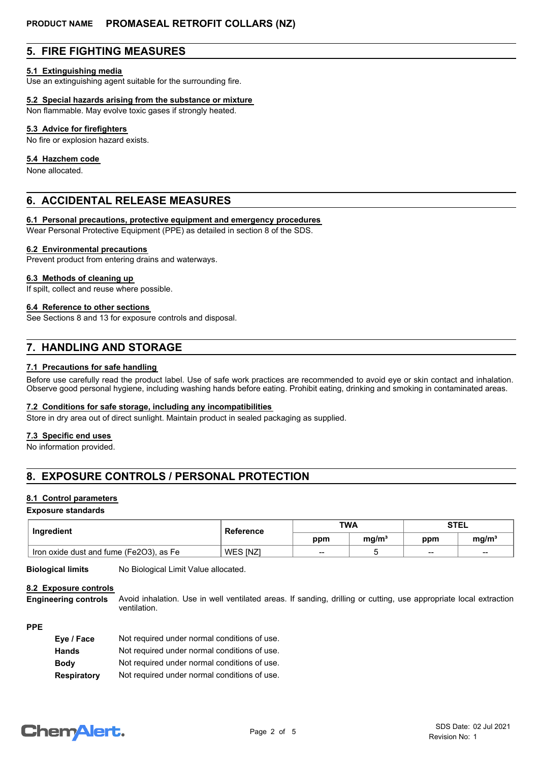## 5. FIRE FIGHTING MEASURES

### 5.1 Extinguishing media

Use an extinguishing agent suitable for the surrounding fire.

### 5.2 Special hazards arising from the substance or mixture

Non flammable. May evolve toxic gases if strongly heated.

### 5.3 Advice for firefighters

No fire or explosion hazard exists.

### 5.4 Hazchem code

None allocated.

## 6. ACCIDENTAL RELEASE MEASURES

### 6.1 Personal precautions, protective equipment and emergency procedures

Wear Personal Protective Equipment (PPE) as detailed in section 8 of the SDS.

### 6.2 Environmental precautions

Prevent product from entering drains and waterways.

### 6.3 Methods of cleaning up

If spilt, collect and reuse where possible.

### 6.4 Reference to other sections

See Sections 8 and 13 for exposure controls and disposal.

## 7. HANDLING AND STORAGE

### 7.1 Precautions for safe handling

Before use carefully read the product label. Use of safe work practices are recommended to avoid eye or skin contact and inhalation. Observe good personal hygiene, including washing hands before eating. Prohibit eating, drinking and smoking in contaminated areas.

### 7.2 Conditions for safe storage, including any incompatibilities

Store in dry area out of direct sunlight. Maintain product in sealed packaging as supplied.

### 7.3 Specific end uses

No information provided.

## 8. EXPOSURE CONTROLS / PERSONAL PROTECTION

### 8.1 Control parameters

**Exposure standards**

| Ingredient | Reference | TWA | | STEL | |
|---|---|---|---|---|---|
| | | ppm | mg/m³ | ppm | mg/m³ |
| Iron oxide dust and fume ($Fe_2O_3$), as Fe | WES [NZ] | -- | 5 | -- | -- |

**Biological limits** No Biological Limit Value allocated.

### 8.2 Exposure controls

**Engineering controls** Avoid inhalation. Use in well ventilated areas. If sanding, drilling or cutting, use appropriate local extraction ventilation.

**PPE**

- **Eye / Face** Not required under normal conditions of use.
- **Hands** Not required under normal conditions of use.
- **Body** Not required under normal conditions of use.
- **Respiratory** Not required under normal conditions of use.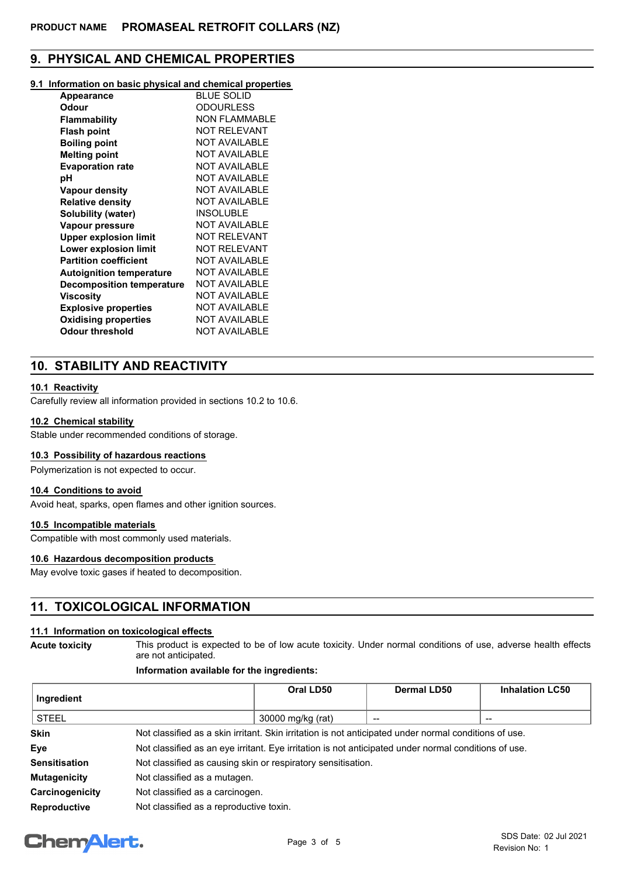## 9. PHYSICAL AND CHEMICAL PROPERTIES

### 9.1 Information on basic physical and chemical properties

| | |
|---|---|
| **Appearance** | BLUE SOLID |
| **Odour** | ODOURLESS |
| **Flammability** | NON FLAMMABLE |
| **Flash point** | NOT RELEVANT |
| **Boiling point** | NOT AVAILABLE |
| **Melting point** | NOT AVAILABLE |
| **Evaporation rate** | NOT AVAILABLE |
| **pH** | NOT AVAILABLE |
| **Vapour density** | NOT AVAILABLE |
| **Relative density** | NOT AVAILABLE |
| **Solubility (water)** | INSOLUBLE |
| **Vapour pressure** | NOT AVAILABLE |
| **Upper explosion limit** | NOT RELEVANT |
| **Lower explosion limit** | NOT RELEVANT |
| **Partition coefficient** | NOT AVAILABLE |
| **Autoignition temperature** | NOT AVAILABLE |
| **Decomposition temperature** | NOT AVAILABLE |
| **Viscosity** | NOT AVAILABLE |
| **Explosive properties** | NOT AVAILABLE |
| **Oxidising properties** | NOT AVAILABLE |
| **Odour threshold** | NOT AVAILABLE |

## 10. STABILITY AND REACTIVITY

### 10.1 Reactivity

Carefully review all information provided in sections 10.2 to 10.6.

### 10.2 Chemical stability

Stable under recommended conditions of storage.

### 10.3 Possibility of hazardous reactions

Polymerization is not expected to occur.

### 10.4 Conditions to avoid

Avoid heat, sparks, open flames and other ignition sources.

### 10.5 Incompatible materials

Compatible with most commonly used materials.

### 10.6 Hazardous decomposition products

May evolve toxic gases if heated to decomposition.

## 11. TOXICOLOGICAL INFORMATION

### 11.1 Information on toxicological effects

**Acute toxicity** This product is expected to be of low acute toxicity. Under normal conditions of use, adverse health effects are not anticipated.

**Information available for the ingredients:**

| Ingredient | Oral LD50 | Dermal LD50 | Inhalation LC50 |
|---|---|---|---|
| STEEL | 30000 mg/kg (rat) | -- | -- |

**Skin** Not classified as a skin irritant. Skin irritation is not anticipated under normal conditions of use.

**Eye** Not classified as an eye irritant. Eye irritation is not anticipated under normal conditions of use.

**Sensitisation** Not classified as causing skin or respiratory sensitisation.

**Mutagenicity** Not classified as a mutagen.

**Carcinogenicity** Not classified as a carcinogen.

**Reproductive** Not classified as a reproductive toxin.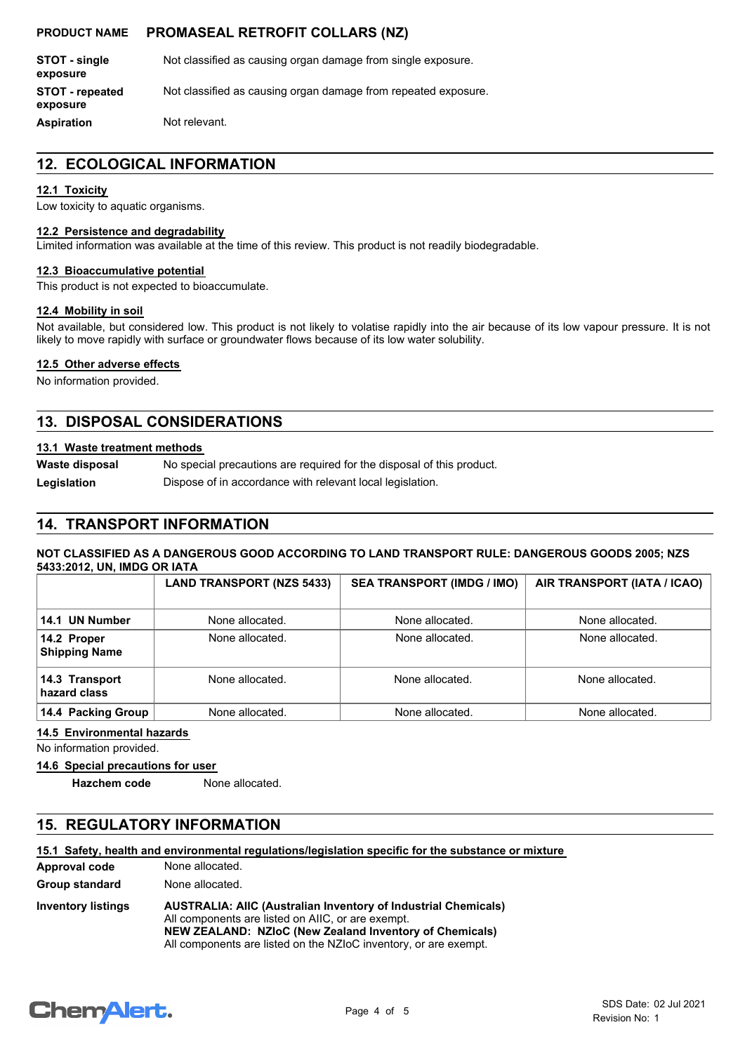| | |
|---|---|
| **STOT - single exposure** | Not classified as causing organ damage from single exposure. |
| **STOT - repeated exposure** | Not classified as causing organ damage from repeated exposure. |
| **Aspiration** | Not relevant. |

## 12. ECOLOGICAL INFORMATION

### 12.1 Toxicity

Low toxicity to aquatic organisms.

### 12.2 Persistence and degradability

Limited information was available at the time of this review. This product is not readily biodegradable.

### 12.3 Bioaccumulative potential

This product is not expected to bioaccumulate.

### 12.4 Mobility in soil

Not available, but considered low. This product is not likely to volatise rapidly into the air because of its low vapour pressure. It is not likely to move rapidly with surface or groundwater flows because of its low water solubility.

### 12.5 Other adverse effects

No information provided.

## 13. DISPOSAL CONSIDERATIONS

### 13.1 Waste treatment methods

| | |
|---|---|
| **Waste disposal** | No special precautions are required for the disposal of this product. |
| **Legislation** | Dispose of in accordance with relevant local legislation. |

## 14. TRANSPORT INFORMATION

**NOT CLASSIFIED AS A DANGEROUS GOOD ACCORDING TO LAND TRANSPORT RULE: DANGEROUS GOODS 2005; NZS 5433:2012, UN, IMDG OR IATA**

| | LAND TRANSPORT (NZS 5433) | SEA TRANSPORT (IMDG / IMO) | AIR TRANSPORT (IATA / ICAO) |
|---|---|---|---|
| **14.1 UN Number** | None allocated. | None allocated. | None allocated. |
| **14.2 Proper Shipping Name** | None allocated. | None allocated. | None allocated. |
| **14.3 Transport hazard class** | None allocated. | None allocated. | None allocated. |
| **14.4 Packing Group** | None allocated. | None allocated. | None allocated. |

### 14.5 Environmental hazards

No information provided.

### 14.6 Special precautions for user

**Hazchem code** None allocated.

## 15. REGULATORY INFORMATION

### 15.1 Safety, health and environmental regulations/legislation specific for the substance or mixture

| | |
|---|---|
| **Approval code** | None allocated. |
| **Group standard** | None allocated. |
| **Inventory listings** | **AUSTRALIA: AIIC (Australian Inventory of Industrial Chemicals)**<br>All components are listed on AIIC, or are exempt.<br>**NEW ZEALAND: NZIoC (New Zealand Inventory of Chemicals)**<br>All components are listed on the NZIoC inventory, or are exempt. |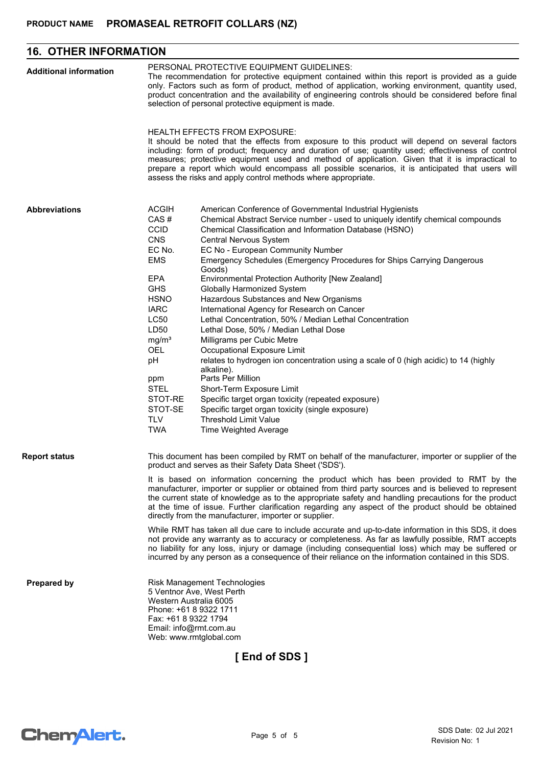## 16. OTHER INFORMATION

**Additional information**

PERSONAL PROTECTIVE EQUIPMENT GUIDELINES:
The recommendation for protective equipment contained within this report is provided as a guide only. Factors such as form of product, method of application, working environment, quantity used, product concentration and the availability of engineering controls should be considered before final selection of personal protective equipment is made.

HEALTH EFFECTS FROM EXPOSURE:
It should be noted that the effects from exposure to this product will depend on several factors including: form of product; frequency and duration of use; quantity used; effectiveness of control measures; protective equipment used and method of application. Given that it is impractical to prepare a report which would encompass all possible scenarios, it is anticipated that users will assess the risks and apply control methods where appropriate.

**Abbreviations**

| | |
|---|---|
| ACGIH | American Conference of Governmental Industrial Hygienists |
| CAS # | Chemical Abstract Service number - used to uniquely identify chemical compounds |
| CCID | Chemical Classification and Information Database (HSNO) |
| CNS | Central Nervous System |
| EC No. | EC No - European Community Number |
| EMS | Emergency Schedules (Emergency Procedures for Ships Carrying Dangerous Goods) |
| EPA | Environmental Protection Authority [New Zealand] |
| GHS | Globally Harmonized System |
| HSNO | Hazardous Substances and New Organisms |
| IARC | International Agency for Research on Cancer |
| LC50 | Lethal Concentration, 50% / Median Lethal Concentration |
| LD50 | Lethal Dose, 50% / Median Lethal Dose |
| $mg/m^3$ | Milligrams per Cubic Metre |
| OEL | Occupational Exposure Limit |
| pH | relates to hydrogen ion concentration using a scale of 0 (high acidic) to 14 (highly alkaline). |
| ppm | Parts Per Million |
| STEL | Short-Term Exposure Limit |
| STOT-RE | Specific target organ toxicity (repeated exposure) |
| STOT-SE | Specific target organ toxicity (single exposure) |
| TLV | Threshold Limit Value |
| TWA | Time Weighted Average |

**Report status**

This document has been compiled by RMT on behalf of the manufacturer, importer or supplier of the product and serves as their Safety Data Sheet ('SDS').

It is based on information concerning the product which has been provided to RMT by the manufacturer, importer or supplier or obtained from third party sources and is believed to represent the current state of knowledge as to the appropriate safety and handling precautions for the product at the time of issue. Further clarification regarding any aspect of the product should be obtained directly from the manufacturer, importer or supplier.

While RMT has taken all due care to include accurate and up-to-date information in this SDS, it does not provide any warranty as to accuracy or completeness. As far as lawfully possible, RMT accepts no liability for any loss, injury or damage (including consequential loss) which may be suffered or incurred by any person as a consequence of their reliance on the information contained in this SDS.

**Prepared by**

Risk Management Technologies
5 Ventnor Ave, West Perth
Western Australia 6005
Phone: +61 8 9322 1711
Fax: +61 8 9322 1794
Email: info@rmt.com.au
Web: www.rmtglobal.com

**[ End of SDS ]**

SDS Date: 02 Jul 2021
Revision No: 1